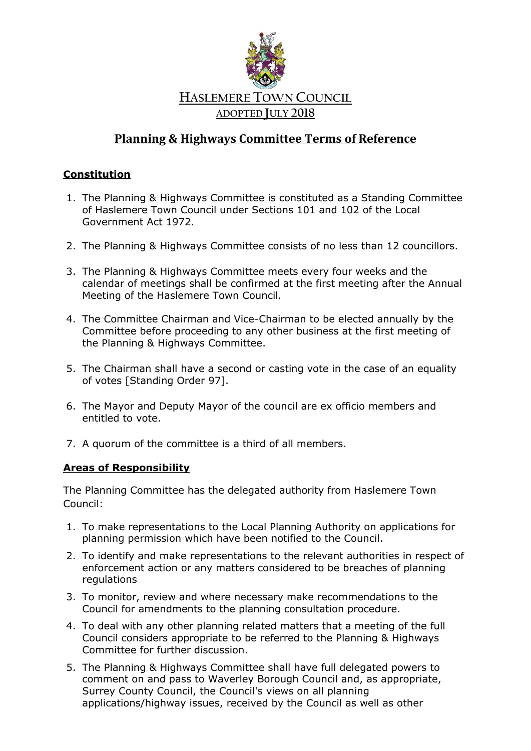# HASLEMERE TOWN COUNCIL

ADOPTED JULY 2018

## Planning & Highways Committee Terms of Reference

### Constitution

1. The Planning & Highways Committee is constituted as a Standing Committee of Haslemere Town Council under Sections 101 and 102 of the Local Government Act 1972.
2. The Planning & Highways Committee consists of no less than 12 councillors.
3. The Planning & Highways Committee meets every four weeks and the calendar of meetings shall be confirmed at the first meeting after the Annual Meeting of the Haslemere Town Council.
4. The Committee Chairman and Vice-Chairman to be elected annually by the Committee before proceeding to any other business at the first meeting of the Planning & Highways Committee.
5. The Chairman shall have a second or casting vote in the case of an equality of votes [Standing Order 97].
6. The Mayor and Deputy Mayor of the council are ex officio members and entitled to vote.
7. A quorum of the committee is a third of all members.

### Areas of Responsibility

The Planning Committee has the delegated authority from Haslemere Town Council:

1. To make representations to the Local Planning Authority on applications for planning permission which have been notified to the Council.
2. To identify and make representations to the relevant authorities in respect of enforcement action or any matters considered to be breaches of planning regulations
3. To monitor, review and where necessary make recommendations to the Council for amendments to the planning consultation procedure.
4. To deal with any other planning related matters that a meeting of the full Council considers appropriate to be referred to the Planning & Highways Committee for further discussion.
5. The Planning & Highways Committee shall have full delegated powers to comment on and pass to Waverley Borough Council and, as appropriate, Surrey County Council, the Council's views on all planning applications/highway issues, received by the Council as well as other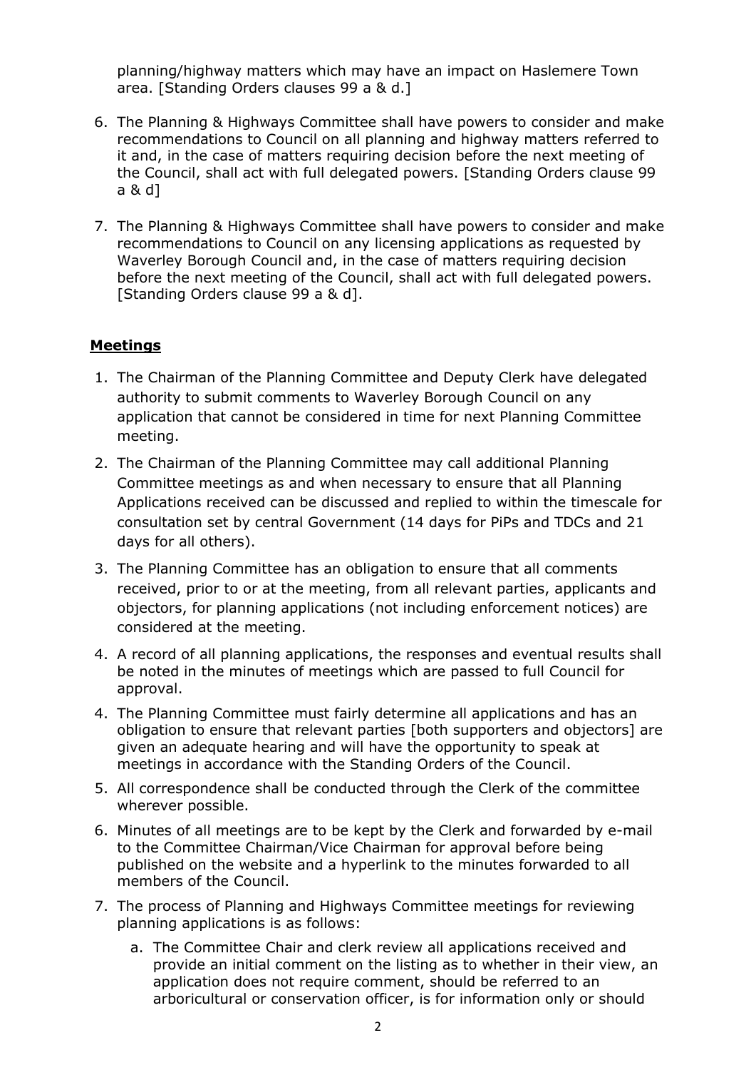planning/highway matters which may have an impact on Haslemere Town area. [Standing Orders clauses 99 a & d.]

6. The Planning & Highways Committee shall have powers to consider and make recommendations to Council on all planning and highway matters referred to it and, in the case of matters requiring decision before the next meeting of the Council, shall act with full delegated powers. [Standing Orders clause 99 a & d]
7. The Planning & Highways Committee shall have powers to consider and make recommendations to Council on any licensing applications as requested by Waverley Borough Council and, in the case of matters requiring decision before the next meeting of the Council, shall act with full delegated powers. [Standing Orders clause 99 a & d].

## **Meetings**

1. The Chairman of the Planning Committee and Deputy Clerk have delegated authority to submit comments to Waverley Borough Council on any application that cannot be considered in time for next Planning Committee meeting.
2. The Chairman of the Planning Committee may call additional Planning Committee meetings as and when necessary to ensure that all Planning Applications received can be discussed and replied to within the timescale for consultation set by central Government (14 days for PiPs and TDCs and 21 days for all others).
3. The Planning Committee has an obligation to ensure that all comments received, prior to or at the meeting, from all relevant parties, applicants and objectors, for planning applications (not including enforcement notices) are considered at the meeting.
4. A record of all planning applications, the responses and eventual results shall be noted in the minutes of meetings which are passed to full Council for approval.

4. The Planning Committee must fairly determine all applications and has an obligation to ensure that relevant parties [both supporters and objectors] are given an adequate hearing and will have the opportunity to speak at meetings in accordance with the Standing Orders of the Council.
5. All correspondence shall be conducted through the Clerk of the committee wherever possible.
6. Minutes of all meetings are to be kept by the Clerk and forwarded by e-mail to the Committee Chairman/Vice Chairman for approval before being published on the website and a hyperlink to the minutes forwarded to all members of the Council.
7. The process of Planning and Highways Committee meetings for reviewing planning applications is as follows:
   a. The Committee Chair and clerk review all applications received and provide an initial comment on the listing as to whether in their view, an application does not require comment, should be referred to an arboricultural or conservation officer, is for information only or should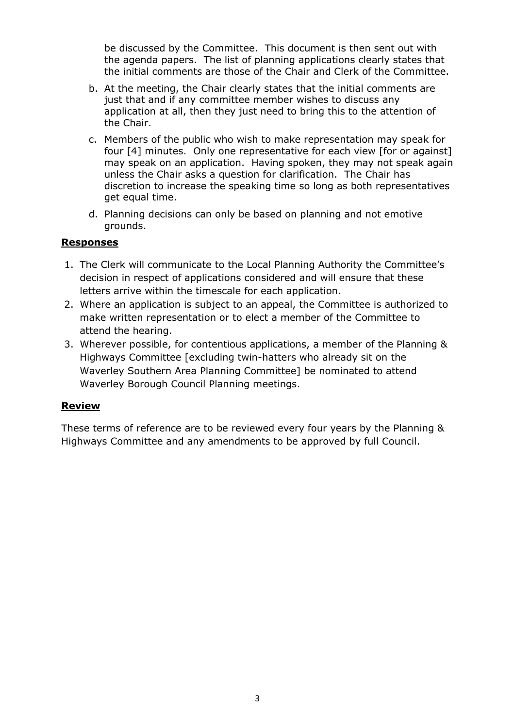be discussed by the Committee. This document is then sent out with the agenda papers. The list of planning applications clearly states that the initial comments are those of the Chair and Clerk of the Committee.

b. At the meeting, the Chair clearly states that the initial comments are just that and if any committee member wishes to discuss any application at all, then they just need to bring this to the attention of the Chair.
c. Members of the public who wish to make representation may speak for four [4] minutes. Only one representative for each view [for or against] may speak on an application. Having spoken, they may not speak again unless the Chair asks a question for clarification. The Chair has discretion to increase the speaking time so long as both representatives get equal time.
d. Planning decisions can only be based on planning and not emotive grounds.

## Responses

1. The Clerk will communicate to the Local Planning Authority the Committee's decision in respect of applications considered and will ensure that these letters arrive within the timescale for each application.
2. Where an application is subject to an appeal, the Committee is authorized to make written representation or to elect a member of the Committee to attend the hearing.
3. Wherever possible, for contentious applications, a member of the Planning & Highways Committee [excluding twin-hatters who already sit on the Waverley Southern Area Planning Committee] be nominated to attend Waverley Borough Council Planning meetings.

## Review

These terms of reference are to be reviewed every four years by the Planning & Highways Committee and any amendments to be approved by full Council.